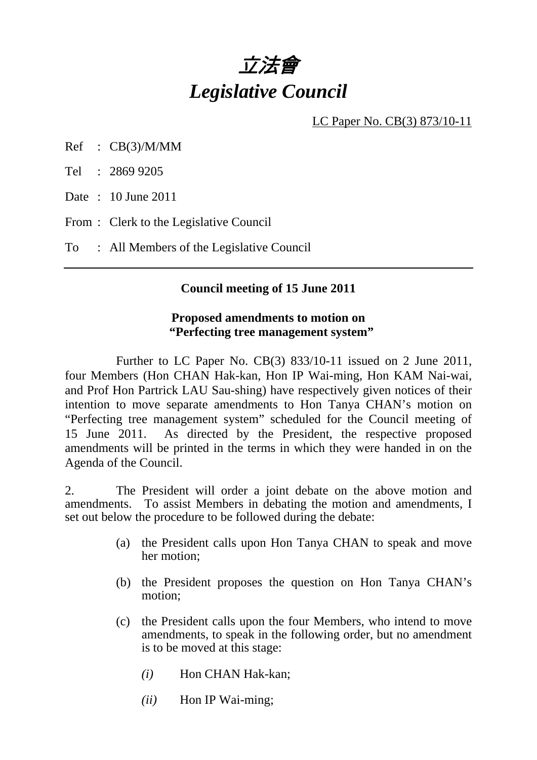# *立法會*
# *Legislative Council*

LC Paper No. CB(3) 873/10-11

Ref : CB(3)/M/MM

Tel : 2869 9205

Date : 10 June 2011

From : Clerk to the Legislative Council

To : All Members of the Legislative Council

---

**Council meeting of 15 June 2011**

**Proposed amendments to motion on "Perfecting tree management system"**

Further to LC Paper No. CB(3) 833/10-11 issued on 2 June 2011, four Members (Hon CHAN Hak-kan, Hon IP Wai-ming, Hon KAM Nai-wai, and Prof Hon Partrick LAU Sau-shing) have respectively given notices of their intention to move separate amendments to Hon Tanya CHAN's motion on "Perfecting tree management system" scheduled for the Council meeting of 15 June 2011. As directed by the President, the respective proposed amendments will be printed in the terms in which they were handed in on the Agenda of the Council.

2. The President will order a joint debate on the above motion and amendments. To assist Members in debating the motion and amendments, I set out below the procedure to be followed during the debate:

(a) the President calls upon Hon Tanya CHAN to speak and move her motion;

(b) the President proposes the question on Hon Tanya CHAN's motion;

(c) the President calls upon the four Members, who intend to move amendments, to speak in the following order, but no amendment is to be moved at this stage:

*(i)* Hon CHAN Hak-kan;

*(ii)* Hon IP Wai-ming;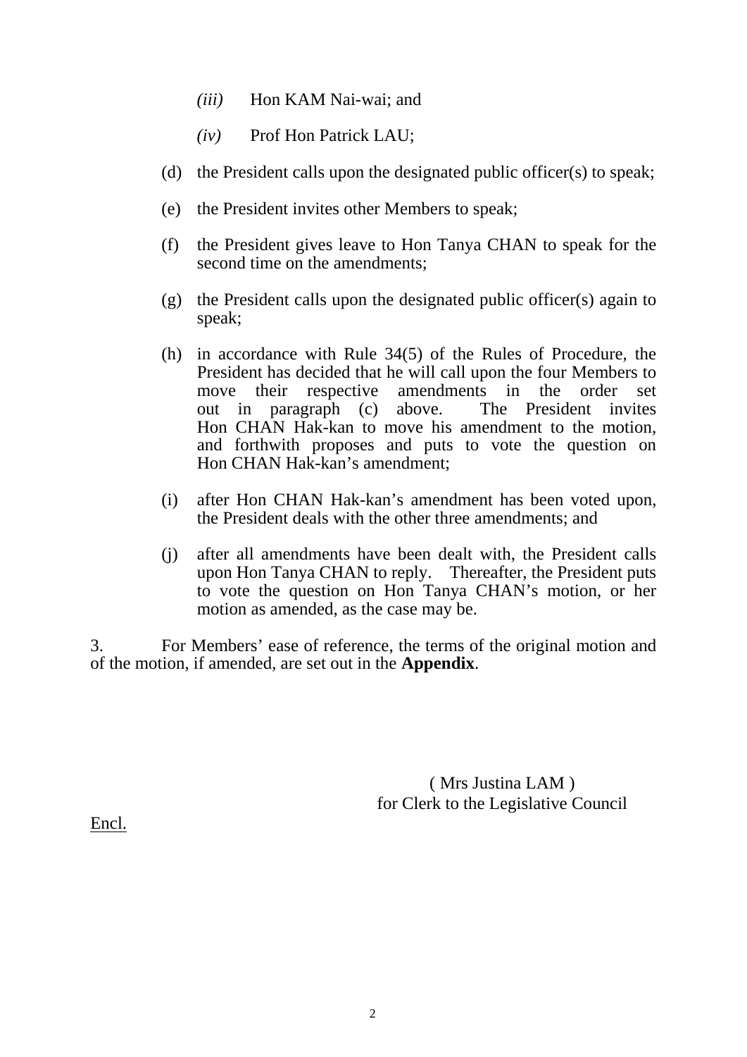*(iii)* Hon KAM Nai-wai; and

   *(iv)* Prof Hon Patrick LAU;

(d) the President calls upon the designated public officer(s) to speak;

(e) the President invites other Members to speak;

(f) the President gives leave to Hon Tanya CHAN to speak for the second time on the amendments;

(g) the President calls upon the designated public officer(s) again to speak;

(h) in accordance with Rule 34(5) of the Rules of Procedure, the President has decided that he will call upon the four Members to move their respective amendments in the order set out in paragraph (c) above. The President invites Hon CHAN Hak-kan to move his amendment to the motion, and forthwith proposes and puts to vote the question on Hon CHAN Hak-kan's amendment;

(i) after Hon CHAN Hak-kan's amendment has been voted upon, the President deals with the other three amendments; and

(j) after all amendments have been dealt with, the President calls upon Hon Tanya CHAN to reply. Thereafter, the President puts to vote the question on Hon Tanya CHAN's motion, or her motion as amended, as the case may be.

3. For Members' ease of reference, the terms of the original motion and of the motion, if amended, are set out in the **Appendix**.

( Mrs Justina LAM )
for Clerk to the Legislative Council

Encl.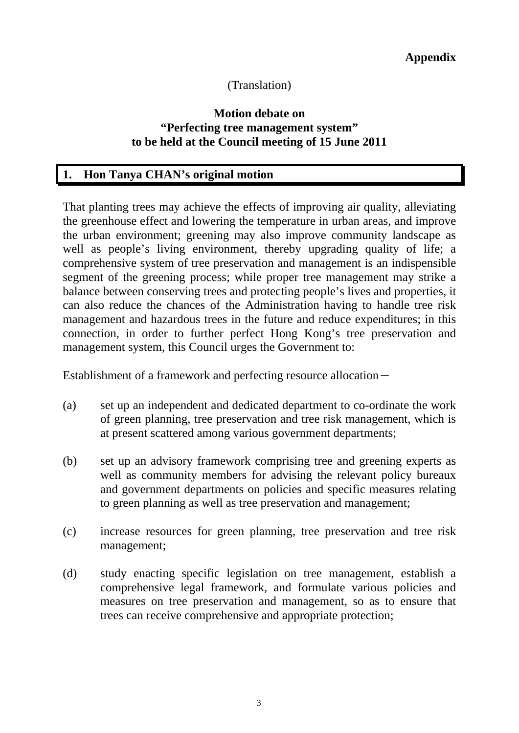**Appendix**

(Translation)

**Motion debate on**
**"Perfecting tree management system"**
**to be held at the Council meeting of 15 June 2011**

## 1. Hon Tanya CHAN's original motion

That planting trees may achieve the effects of improving air quality, alleviating the greenhouse effect and lowering the temperature in urban areas, and improve the urban environment; greening may also improve community landscape as well as people's living environment, thereby upgrading quality of life; a comprehensive system of tree preservation and management is an indispensible segment of the greening process; while proper tree management may strike a balance between conserving trees and protecting people's lives and properties, it can also reduce the chances of the Administration having to handle tree risk management and hazardous trees in the future and reduce expenditures; in this connection, in order to further perfect Hong Kong's tree preservation and management system, this Council urges the Government to:

Establishment of a framework and perfecting resource allocation－

(a) set up an independent and dedicated department to co-ordinate the work of green planning, tree preservation and tree risk management, which is at present scattered among various government departments;

(b) set up an advisory framework comprising tree and greening experts as well as community members for advising the relevant policy bureaux and government departments on policies and specific measures relating to green planning as well as tree preservation and management;

(c) increase resources for green planning, tree preservation and tree risk management;

(d) study enacting specific legislation on tree management, establish a comprehensive legal framework, and formulate various policies and measures on tree preservation and management, so as to ensure that trees can receive comprehensive and appropriate protection;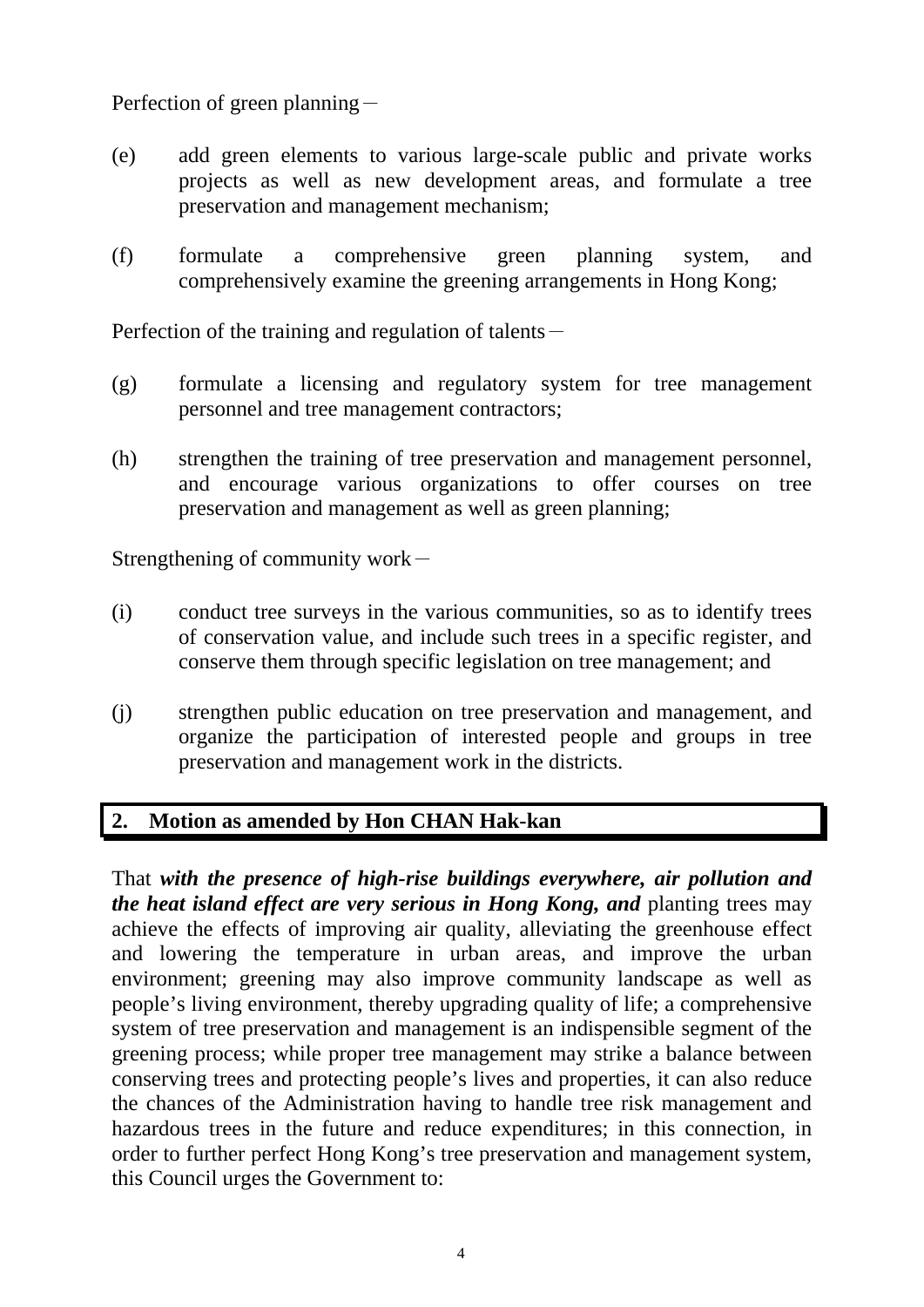Perfection of green planning－

(e) add green elements to various large-scale public and private works projects as well as new development areas, and formulate a tree preservation and management mechanism;

(f) formulate a comprehensive green planning system, and comprehensively examine the greening arrangements in Hong Kong;

Perfection of the training and regulation of talents－

(g) formulate a licensing and regulatory system for tree management personnel and tree management contractors;

(h) strengthen the training of tree preservation and management personnel, and encourage various organizations to offer courses on tree preservation and management as well as green planning;

Strengthening of community work－

(i) conduct tree surveys in the various communities, so as to identify trees of conservation value, and include such trees in a specific register, and conserve them through specific legislation on tree management; and

(j) strengthen public education on tree preservation and management, and organize the participation of interested people and groups in tree preservation and management work in the districts.

## 2. Motion as amended by Hon CHAN Hak-kan

That ***with the presence of high-rise buildings everywhere, air pollution and the heat island effect are very serious in Hong Kong, and*** planting trees may achieve the effects of improving air quality, alleviating the greenhouse effect and lowering the temperature in urban areas, and improve the urban environment; greening may also improve community landscape as well as people's living environment, thereby upgrading quality of life; a comprehensive system of tree preservation and management is an indispensible segment of the greening process; while proper tree management may strike a balance between conserving trees and protecting people's lives and properties, it can also reduce the chances of the Administration having to handle tree risk management and hazardous trees in the future and reduce expenditures; in this connection, in order to further perfect Hong Kong's tree preservation and management system, this Council urges the Government to: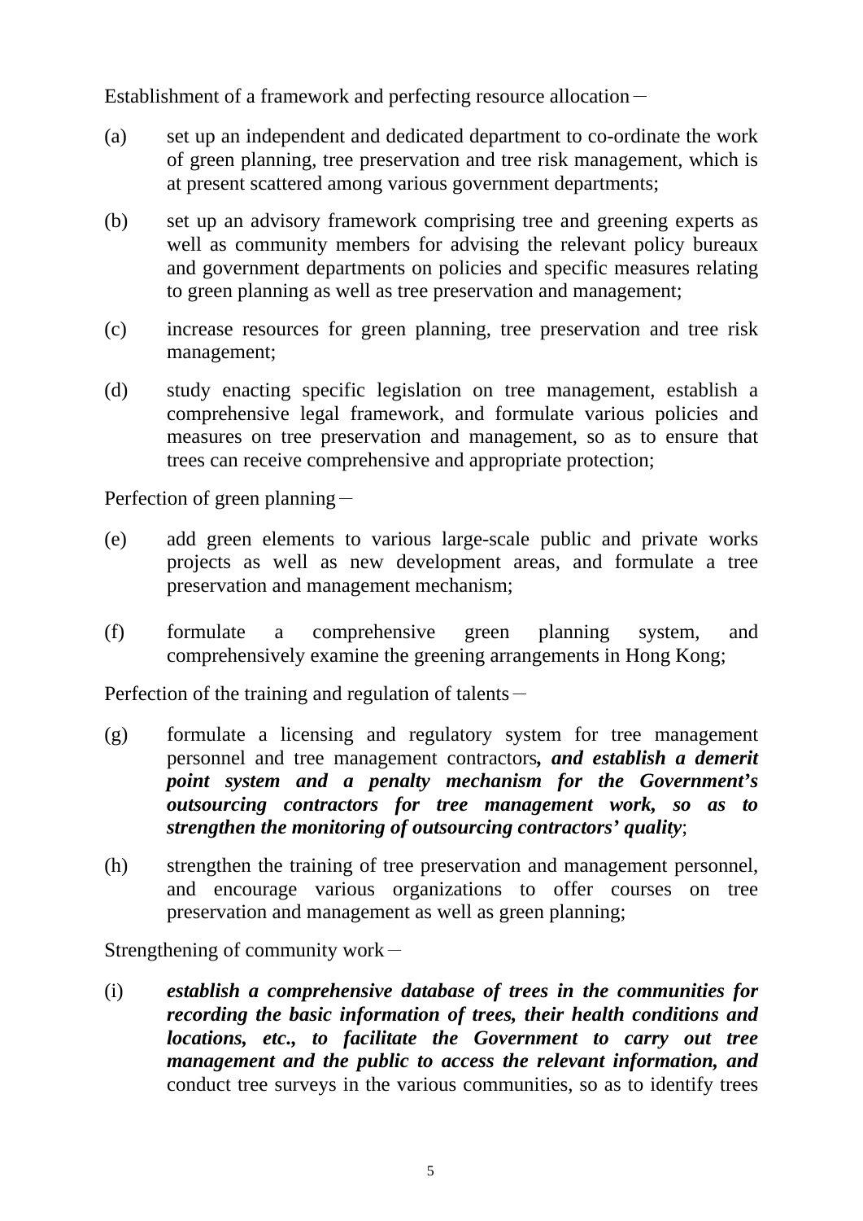Establishment of a framework and perfecting resource allocation－

(a) set up an independent and dedicated department to co-ordinate the work of green planning, tree preservation and tree risk management, which is at present scattered among various government departments;

(b) set up an advisory framework comprising tree and greening experts as well as community members for advising the relevant policy bureaux and government departments on policies and specific measures relating to green planning as well as tree preservation and management;

(c) increase resources for green planning, tree preservation and tree risk management;

(d) study enacting specific legislation on tree management, establish a comprehensive legal framework, and formulate various policies and measures on tree preservation and management, so as to ensure that trees can receive comprehensive and appropriate protection;

Perfection of green planning－

(e) add green elements to various large-scale public and private works projects as well as new development areas, and formulate a tree preservation and management mechanism;

(f) formulate a comprehensive green planning system, and comprehensively examine the greening arrangements in Hong Kong;

Perfection of the training and regulation of talents－

(g) formulate a licensing and regulatory system for tree management personnel and tree management contractors***, and establish a demerit point system and a penalty mechanism for the Government's outsourcing contractors for tree management work, so as to strengthen the monitoring of outsourcing contractors' quality***;

(h) strengthen the training of tree preservation and management personnel, and encourage various organizations to offer courses on tree preservation and management as well as green planning;

Strengthening of community work－

(i) ***establish a comprehensive database of trees in the communities for recording the basic information of trees, their health conditions and locations, etc., to facilitate the Government to carry out tree management and the public to access the relevant information, and*** conduct tree surveys in the various communities, so as to identify trees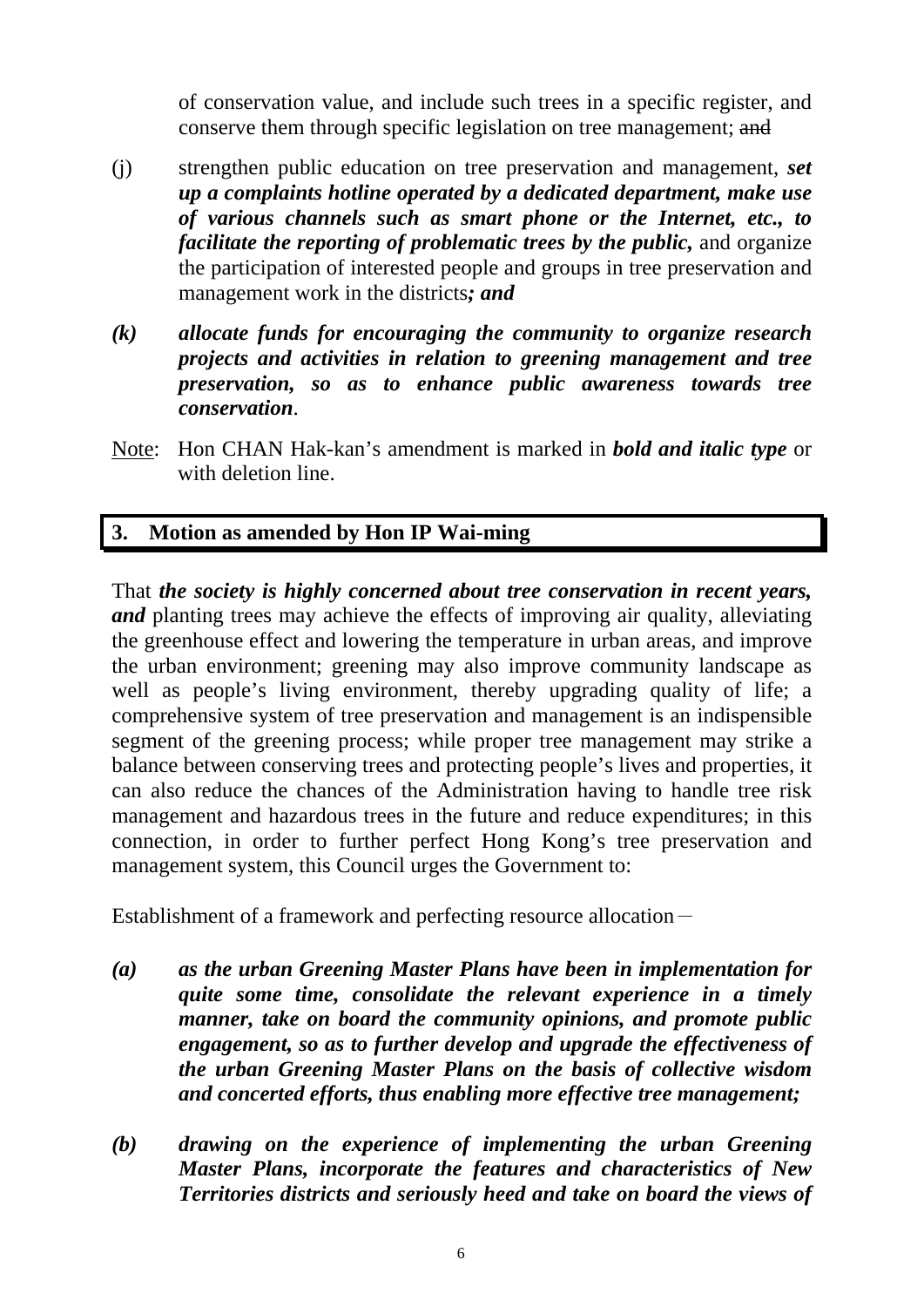of conservation value, and include such trees in a specific register, and conserve them through specific legislation on tree management; ~~and~~

(j) strengthen public education on tree preservation and management, ***set up a complaints hotline operated by a dedicated department, make use of various channels such as smart phone or the Internet, etc., to facilitate the reporting of problematic trees by the public,*** and organize the participation of interested people and groups in tree preservation and management work in the districts***; and***

***(k) allocate funds for encouraging the community to organize research projects and activities in relation to greening management and tree preservation, so as to enhance public awareness towards tree conservation***.

Note: Hon CHAN Hak-kan's amendment is marked in ***bold and italic type*** or with deletion line.

## 3. Motion as amended by Hon IP Wai-ming

That ***the society is highly concerned about tree conservation in recent years, and*** planting trees may achieve the effects of improving air quality, alleviating the greenhouse effect and lowering the temperature in urban areas, and improve the urban environment; greening may also improve community landscape as well as people's living environment, thereby upgrading quality of life; a comprehensive system of tree preservation and management is an indispensible segment of the greening process; while proper tree management may strike a balance between conserving trees and protecting people's lives and properties, it can also reduce the chances of the Administration having to handle tree risk management and hazardous trees in the future and reduce expenditures; in this connection, in order to further perfect Hong Kong's tree preservation and management system, this Council urges the Government to:

Establishment of a framework and perfecting resource allocation－

***(a) as the urban Greening Master Plans have been in implementation for quite some time, consolidate the relevant experience in a timely manner, take on board the community opinions, and promote public engagement, so as to further develop and upgrade the effectiveness of the urban Greening Master Plans on the basis of collective wisdom and concerted efforts, thus enabling more effective tree management;***

***(b) drawing on the experience of implementing the urban Greening Master Plans, incorporate the features and characteristics of New Territories districts and seriously heed and take on board the views of***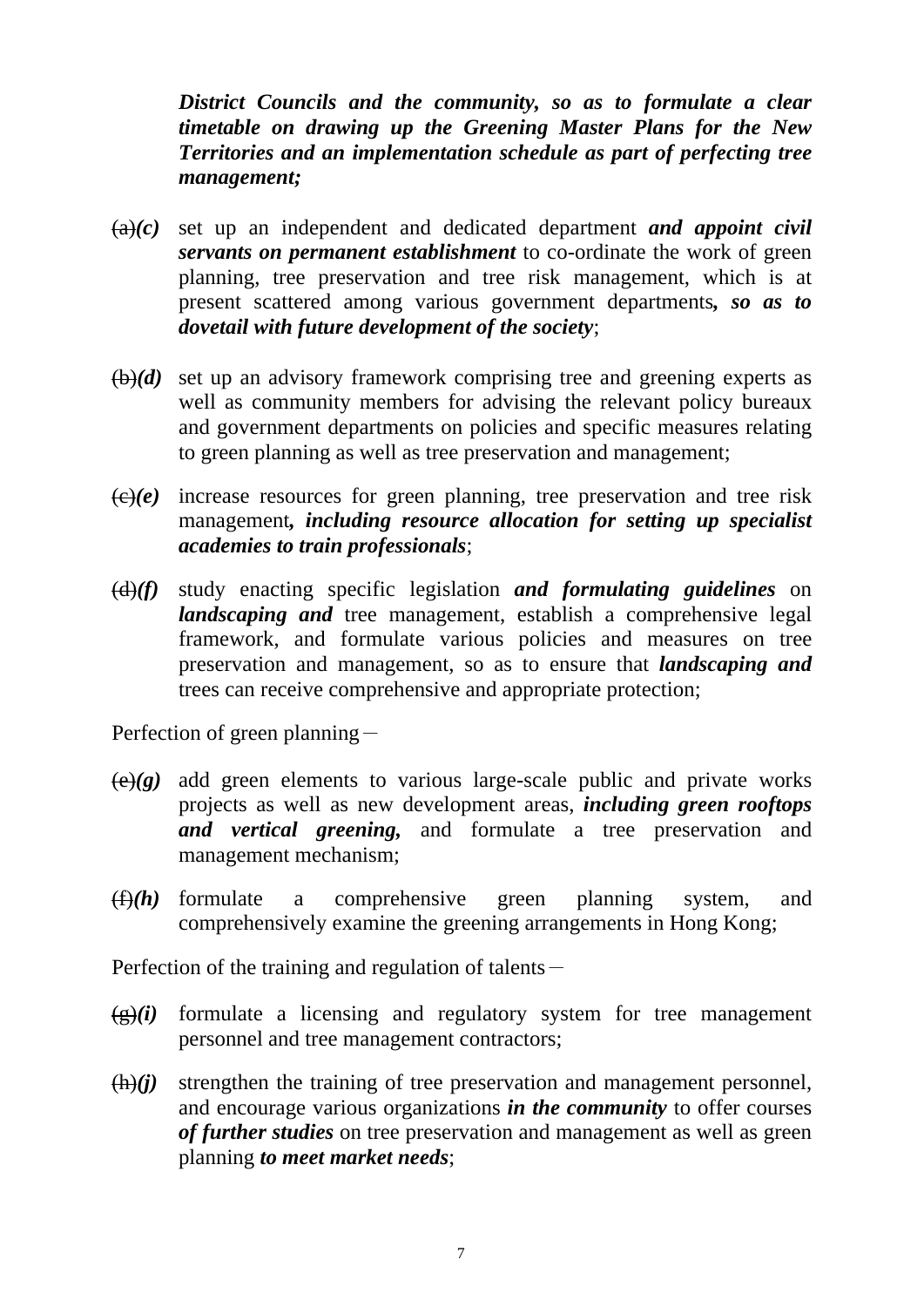***District Councils and the community, so as to formulate a clear timetable on drawing up the Greening Master Plans for the New Territories and an implementation schedule as part of perfecting tree management;***

~~(a)~~***(c)*** set up an independent and dedicated department ***and appoint civil servants on permanent establishment*** to co-ordinate the work of green planning, tree preservation and tree risk management, which is at present scattered among various government departments***, so as to dovetail with future development of the society***;

~~(b)~~***(d)*** set up an advisory framework comprising tree and greening experts as well as community members for advising the relevant policy bureaux and government departments on policies and specific measures relating to green planning as well as tree preservation and management;

~~(c)~~***(e)*** increase resources for green planning, tree preservation and tree risk management***, including resource allocation for setting up specialist academies to train professionals***;

~~(d)~~***(f)*** study enacting specific legislation ***and formulating guidelines*** on ***landscaping and*** tree management, establish a comprehensive legal framework, and formulate various policies and measures on tree preservation and management, so as to ensure that ***landscaping and*** trees can receive comprehensive and appropriate protection;

Perfection of green planning－

~~(e)~~***(g)*** add green elements to various large-scale public and private works projects as well as new development areas, ***including green rooftops and vertical greening,*** and formulate a tree preservation and management mechanism;

~~(f)~~***(h)*** formulate a comprehensive green planning system, and comprehensively examine the greening arrangements in Hong Kong;

Perfection of the training and regulation of talents－

~~(g)~~***(i)*** formulate a licensing and regulatory system for tree management personnel and tree management contractors;

~~(h)~~***(j)*** strengthen the training of tree preservation and management personnel, and encourage various organizations ***in the community*** to offer courses ***of further studies*** on tree preservation and management as well as green planning ***to meet market needs***;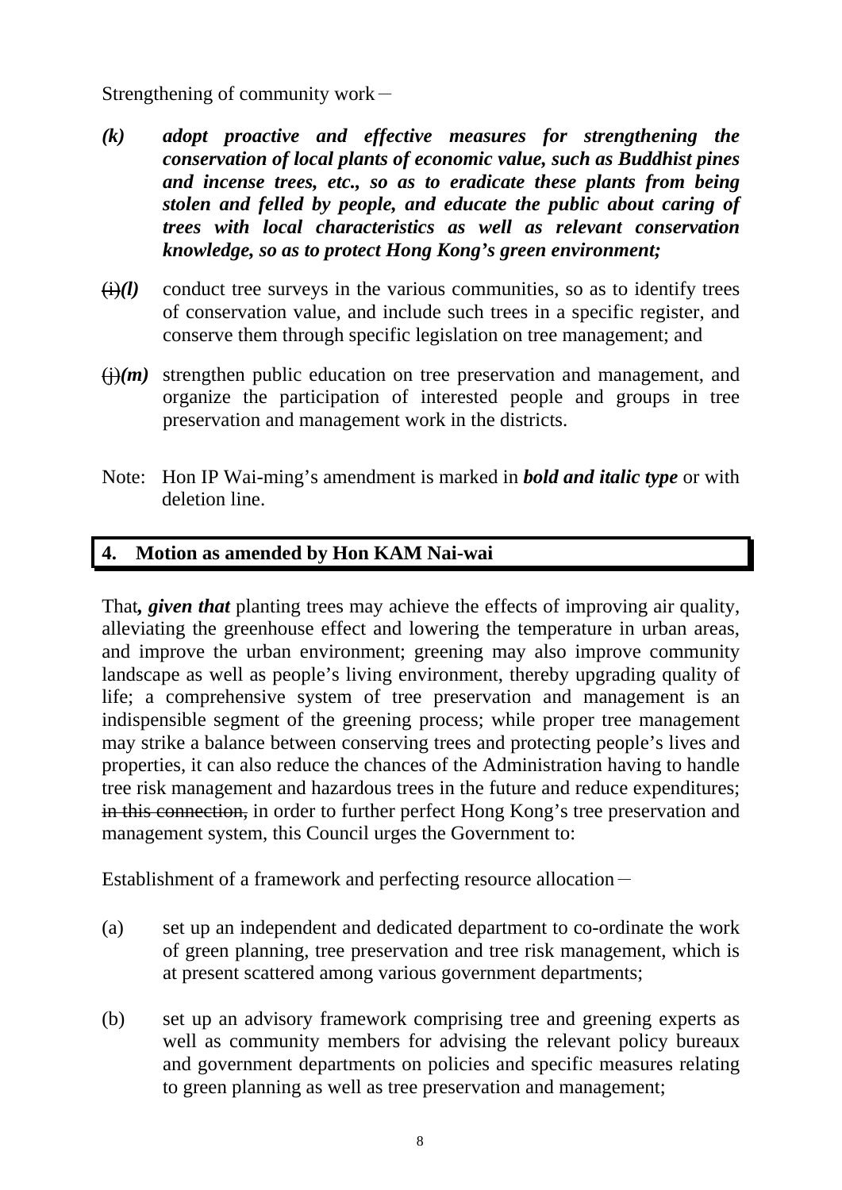Strengthening of community work－

***(k) adopt proactive and effective measures for strengthening the conservation of local plants of economic value, such as Buddhist pines and incense trees, etc., so as to eradicate these plants from being stolen and felled by people, and educate the public about caring of trees with local characteristics as well as relevant conservation knowledge, so as to protect Hong Kong's green environment;***

~~(i)~~***(l)*** conduct tree surveys in the various communities, so as to identify trees of conservation value, and include such trees in a specific register, and conserve them through specific legislation on tree management; and

~~(j)~~***(m)*** strengthen public education on tree preservation and management, and organize the participation of interested people and groups in tree preservation and management work in the districts.

Note: Hon IP Wai-ming's amendment is marked in ***bold and italic type*** or with deletion line.

## 4. Motion as amended by Hon KAM Nai-wai

That***, given that*** planting trees may achieve the effects of improving air quality, alleviating the greenhouse effect and lowering the temperature in urban areas, and improve the urban environment; greening may also improve community landscape as well as people's living environment, thereby upgrading quality of life; a comprehensive system of tree preservation and management is an indispensible segment of the greening process; while proper tree management may strike a balance between conserving trees and protecting people's lives and properties, it can also reduce the chances of the Administration having to handle tree risk management and hazardous trees in the future and reduce expenditures; ~~in this connection,~~ in order to further perfect Hong Kong's tree preservation and management system, this Council urges the Government to:

Establishment of a framework and perfecting resource allocation－

(a) set up an independent and dedicated department to co-ordinate the work of green planning, tree preservation and tree risk management, which is at present scattered among various government departments;

(b) set up an advisory framework comprising tree and greening experts as well as community members for advising the relevant policy bureaux and government departments on policies and specific measures relating to green planning as well as tree preservation and management;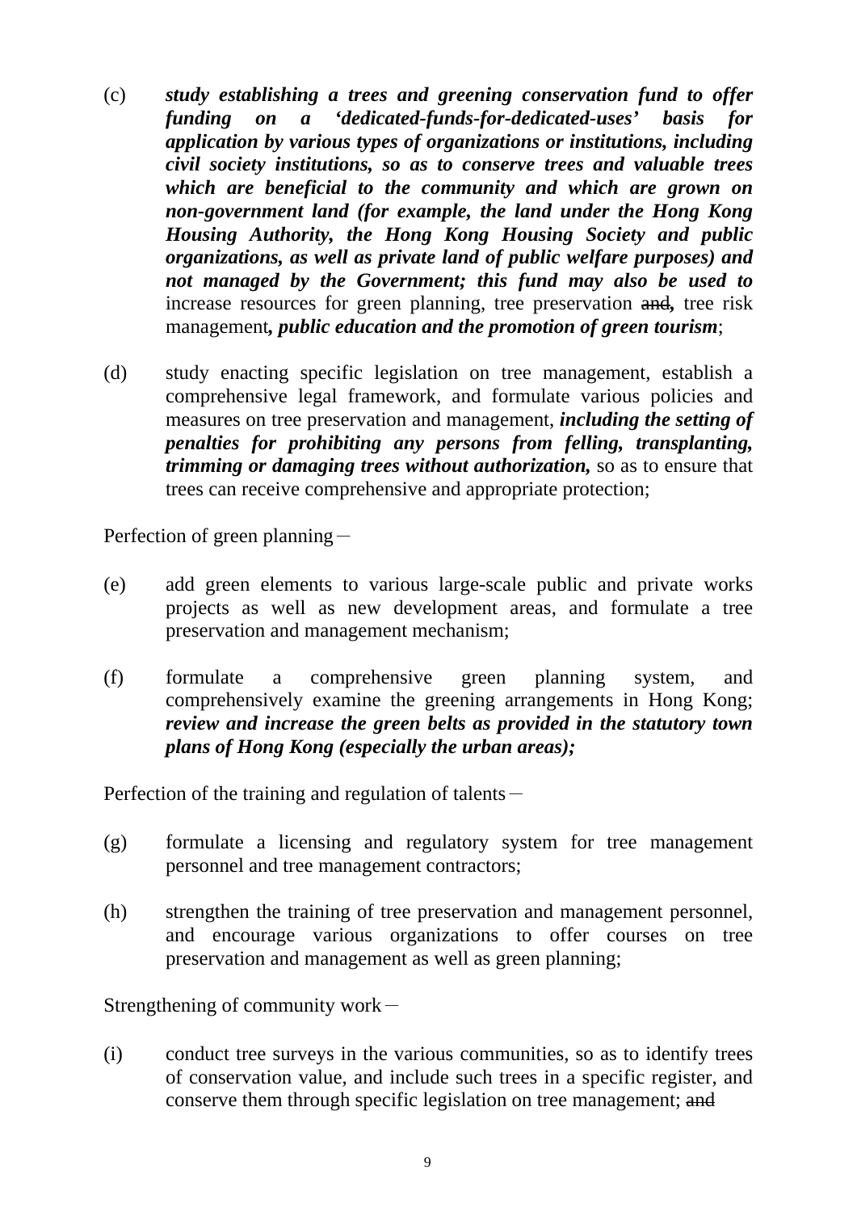(c) ***study establishing a trees and greening conservation fund to offer funding on a 'dedicated-funds-for-dedicated-uses' basis for application by various types of organizations or institutions, including civil society institutions, so as to conserve trees and valuable trees which are beneficial to the community and which are grown on non-government land (for example, the land under the Hong Kong Housing Authority, the Hong Kong Housing Society and public organizations, as well as private land of public welfare purposes) and not managed by the Government; this fund may also be used to*** increase resources for green planning, tree preservation ~~and~~**,** tree risk management***, public education and the promotion of green tourism***;

(d) study enacting specific legislation on tree management, establish a comprehensive legal framework, and formulate various policies and measures on tree preservation and management, ***including the setting of penalties for prohibiting any persons from felling, transplanting, trimming or damaging trees without authorization,*** so as to ensure that trees can receive comprehensive and appropriate protection;

Perfection of green planning－

(e) add green elements to various large-scale public and private works projects as well as new development areas, and formulate a tree preservation and management mechanism;

(f) formulate a comprehensive green planning system, and comprehensively examine the greening arrangements in Hong Kong; ***review and increase the green belts as provided in the statutory town plans of Hong Kong (especially the urban areas);***

Perfection of the training and regulation of talents－

(g) formulate a licensing and regulatory system for tree management personnel and tree management contractors;

(h) strengthen the training of tree preservation and management personnel, and encourage various organizations to offer courses on tree preservation and management as well as green planning;

Strengthening of community work－

(i) conduct tree surveys in the various communities, so as to identify trees of conservation value, and include such trees in a specific register, and conserve them through specific legislation on tree management; ~~and~~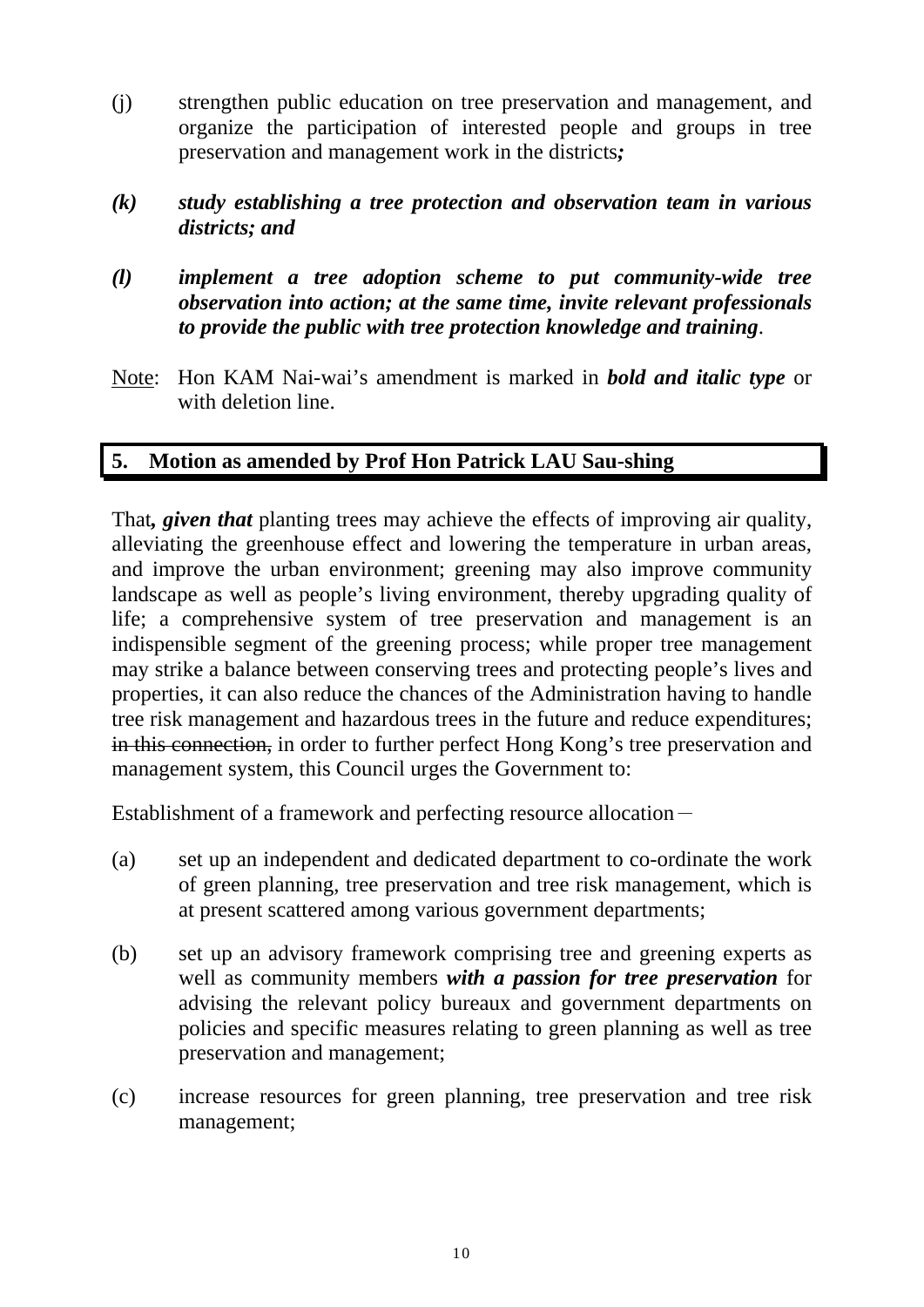(j) strengthen public education on tree preservation and management, and organize the participation of interested people and groups in tree preservation and management work in the districts***;***

***(k) study establishing a tree protection and observation team in various districts; and***

***(l) implement a tree adoption scheme to put community-wide tree observation into action; at the same time, invite relevant professionals to provide the public with tree protection knowledge and training***.

<u>Note</u>: Hon KAM Nai-wai's amendment is marked in ***bold and italic type*** or with deletion line.

## 5. Motion as amended by Prof Hon Patrick LAU Sau-shing

That***, given that*** planting trees may achieve the effects of improving air quality, alleviating the greenhouse effect and lowering the temperature in urban areas, and improve the urban environment; greening may also improve community landscape as well as people's living environment, thereby upgrading quality of life; a comprehensive system of tree preservation and management is an indispensible segment of the greening process; while proper tree management may strike a balance between conserving trees and protecting people's lives and properties, it can also reduce the chances of the Administration having to handle tree risk management and hazardous trees in the future and reduce expenditures; ~~in this connection,~~ in order to further perfect Hong Kong's tree preservation and management system, this Council urges the Government to:

Establishment of a framework and perfecting resource allocation－

(a) set up an independent and dedicated department to co-ordinate the work of green planning, tree preservation and tree risk management, which is at present scattered among various government departments;

(b) set up an advisory framework comprising tree and greening experts as well as community members ***with a passion for tree preservation*** for advising the relevant policy bureaux and government departments on policies and specific measures relating to green planning as well as tree preservation and management;

(c) increase resources for green planning, tree preservation and tree risk management;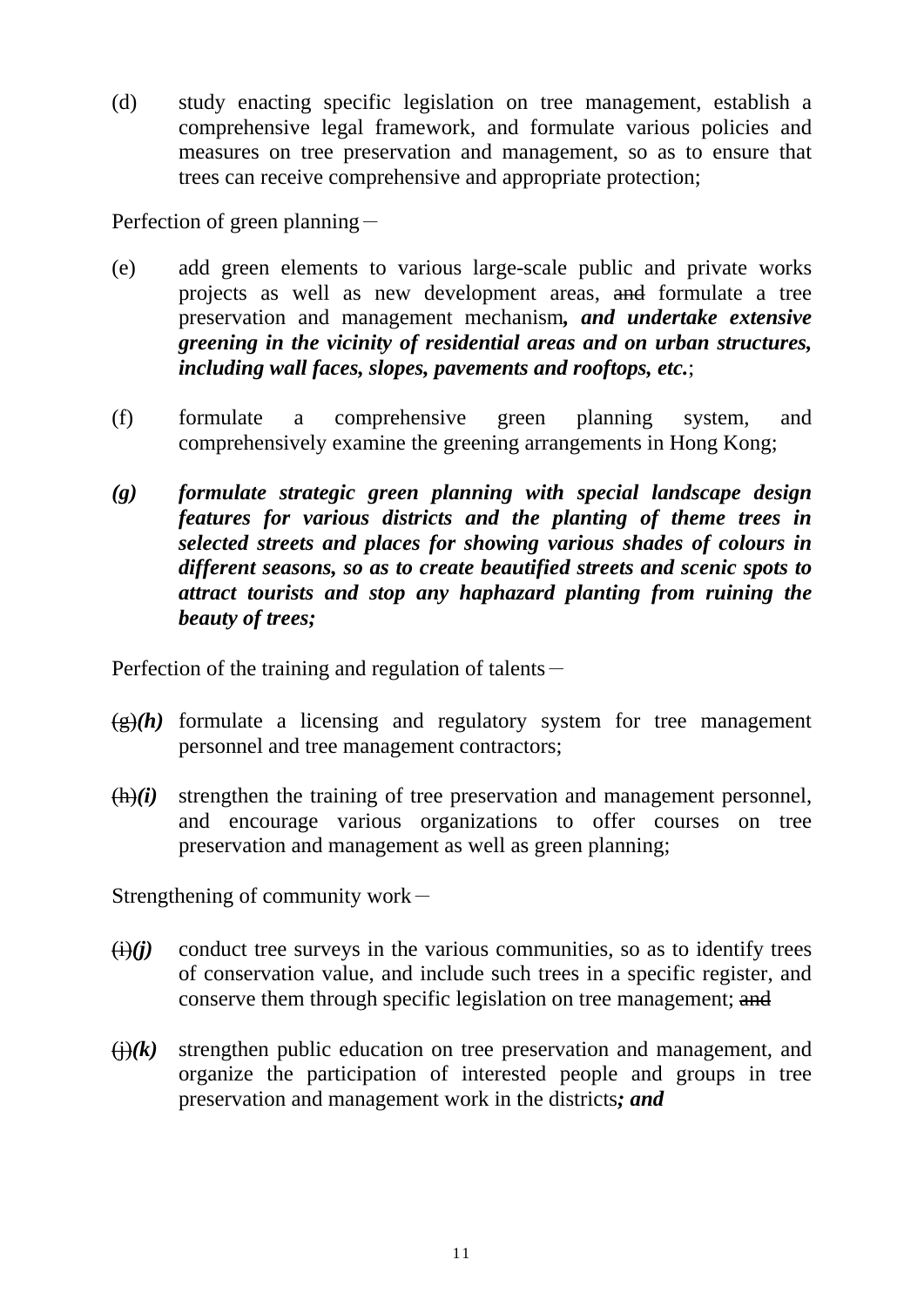(d) study enacting specific legislation on tree management, establish a comprehensive legal framework, and formulate various policies and measures on tree preservation and management, so as to ensure that trees can receive comprehensive and appropriate protection;

Perfection of green planning－

(e) add green elements to various large-scale public and private works projects as well as new development areas, ~~and~~ formulate a tree preservation and management mechanism***, and undertake extensive greening in the vicinity of residential areas and on urban structures, including wall faces, slopes, pavements and rooftops, etc.***;

(f) formulate a comprehensive green planning system, and comprehensively examine the greening arrangements in Hong Kong;

***(g) formulate strategic green planning with special landscape design features for various districts and the planting of theme trees in selected streets and places for showing various shades of colours in different seasons, so as to create beautified streets and scenic spots to attract tourists and stop any haphazard planting from ruining the beauty of trees;***

Perfection of the training and regulation of talents－

~~(g)~~***(h)*** formulate a licensing and regulatory system for tree management personnel and tree management contractors;

~~(h)~~***(i)*** strengthen the training of tree preservation and management personnel, and encourage various organizations to offer courses on tree preservation and management as well as green planning;

Strengthening of community work－

~~(i)~~***(j)*** conduct tree surveys in the various communities, so as to identify trees of conservation value, and include such trees in a specific register, and conserve them through specific legislation on tree management; ~~and~~

~~(j)~~***(k)*** strengthen public education on tree preservation and management, and organize the participation of interested people and groups in tree preservation and management work in the districts***; and***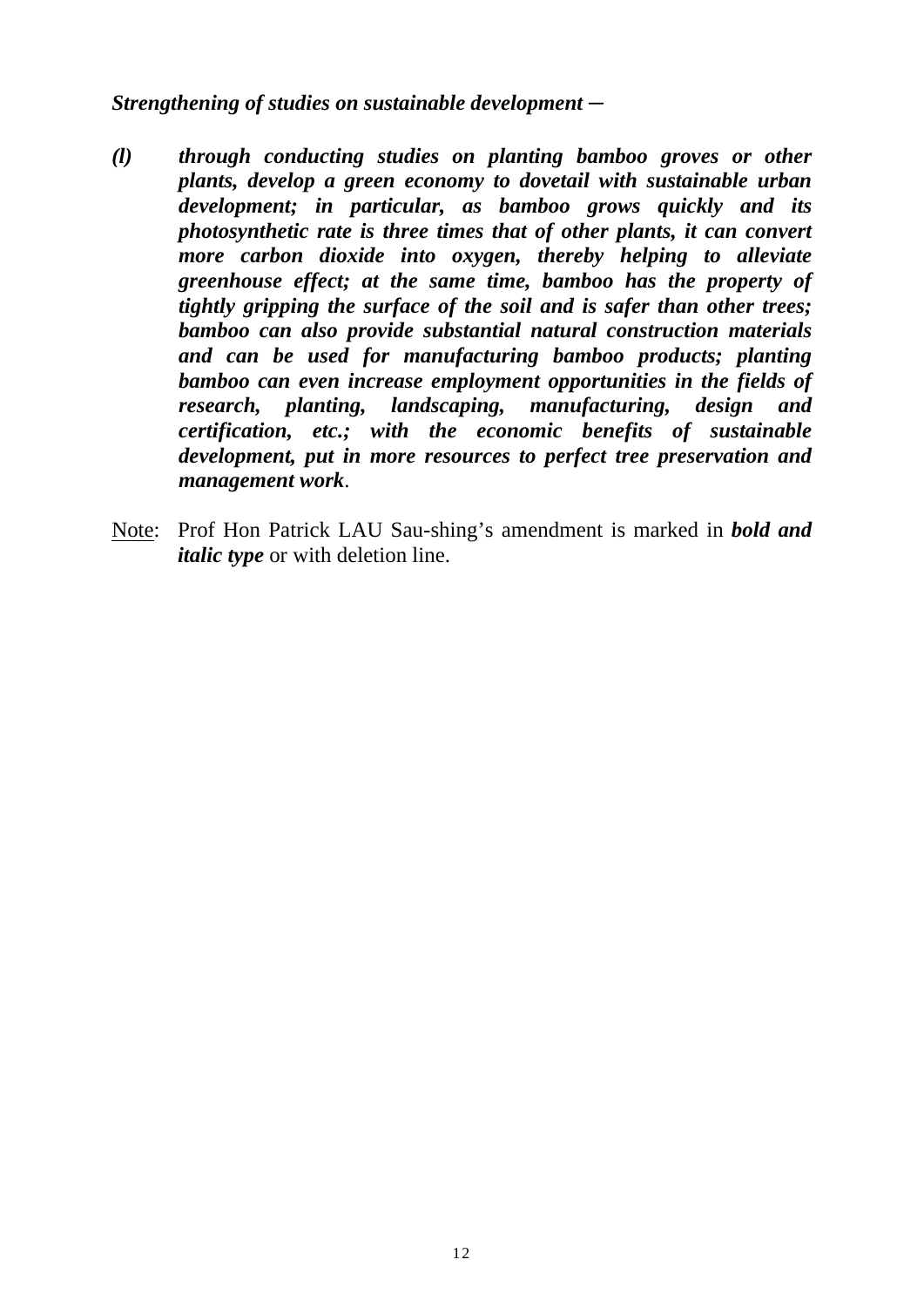***Strengthening of studies on sustainable development* –**

***(l)*** ***through conducting studies on planting bamboo groves or other plants, develop a green economy to dovetail with sustainable urban development; in particular, as bamboo grows quickly and its photosynthetic rate is three times that of other plants, it can convert more carbon dioxide into oxygen, thereby helping to alleviate greenhouse effect; at the same time, bamboo has the property of tightly gripping the surface of the soil and is safer than other trees; bamboo can also provide substantial natural construction materials and can be used for manufacturing bamboo products; planting bamboo can even increase employment opportunities in the fields of research, planting, landscaping, manufacturing, design and certification, etc.; with the economic benefits of sustainable development, put in more resources to perfect tree preservation and management work***.

Note: Prof Hon Patrick LAU Sau-shing's amendment is marked in ***bold and italic type*** or with deletion line.